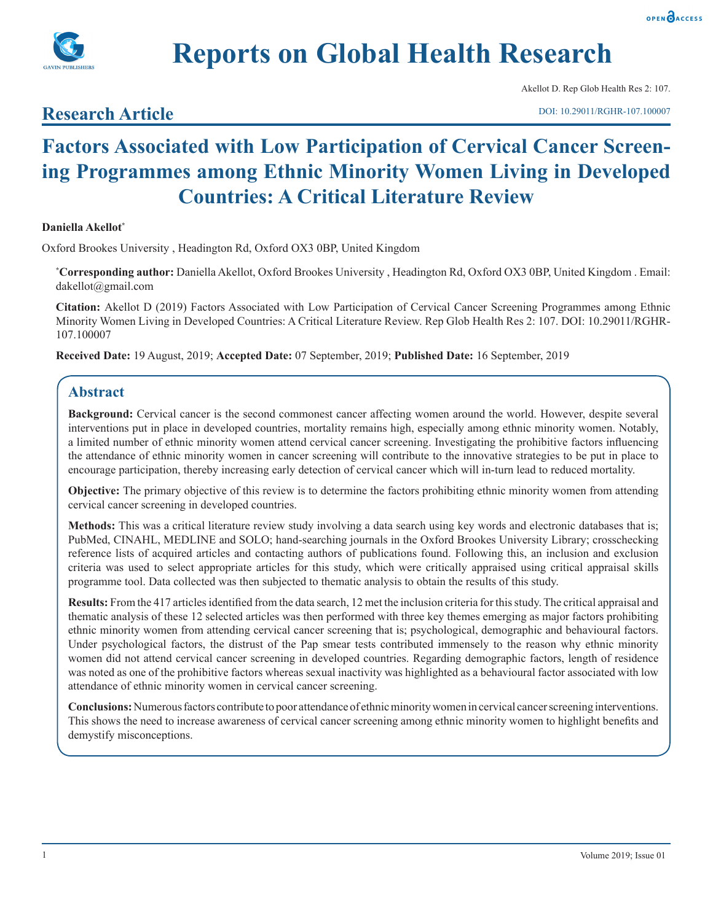# Reports on Global Health Research

Akellot D. Rep Glob Health Res 2: 107.

## Research Article

DOI: 10.29011/RGHR-107.100007

# Factors Associated with Low Participation of Cervical Cancer Screening Programmes among Ethnic Minority Women Living in Developed Countries: A Critical Literature Review

**Daniella Akellot***

Oxford Brookes University , Headington Rd, Oxford OX3 0BP, United Kingdom

***Corresponding author:** Daniella Akellot, Oxford Brookes University , Headington Rd, Oxford OX3 0BP, United Kingdom . Email: dakellot@gmail.com

**Citation:** Akellot D (2019) Factors Associated with Low Participation of Cervical Cancer Screening Programmes among Ethnic Minority Women Living in Developed Countries: A Critical Literature Review. Rep Glob Health Res 2: 107. DOI: 10.29011/RGHR-107.100007

**Received Date:** 19 August, 2019; **Accepted Date:** 07 September, 2019; **Published Date:** 16 September, 2019

## Abstract

**Background:** Cervical cancer is the second commonest cancer affecting women around the world. However, despite several interventions put in place in developed countries, mortality remains high, especially among ethnic minority women. Notably, a limited number of ethnic minority women attend cervical cancer screening. Investigating the prohibitive factors influencing the attendance of ethnic minority women in cancer screening will contribute to the innovative strategies to be put in place to encourage participation, thereby increasing early detection of cervical cancer which will in-turn lead to reduced mortality.

**Objective:** The primary objective of this review is to determine the factors prohibiting ethnic minority women from attending cervical cancer screening in developed countries.

**Methods:** This was a critical literature review study involving a data search using key words and electronic databases that is; PubMed, CINAHL, MEDLINE and SOLO; hand-searching journals in the Oxford Brookes University Library; crosschecking reference lists of acquired articles and contacting authors of publications found. Following this, an inclusion and exclusion criteria was used to select appropriate articles for this study, which were critically appraised using critical appraisal skills programme tool. Data collected was then subjected to thematic analysis to obtain the results of this study.

**Results:** From the 417 articles identified from the data search, 12 met the inclusion criteria for this study. The critical appraisal and thematic analysis of these 12 selected articles was then performed with three key themes emerging as major factors prohibiting ethnic minority women from attending cervical cancer screening that is; psychological, demographic and behavioural factors. Under psychological factors, the distrust of the Pap smear tests contributed immensely to the reason why ethnic minority women did not attend cervical cancer screening in developed countries. Regarding demographic factors, length of residence was noted as one of the prohibitive factors whereas sexual inactivity was highlighted as a behavioural factor associated with low attendance of ethnic minority women in cervical cancer screening.

**Conclusions:** Numerous factors contribute to poor attendance of ethnic minority women in cervical cancer screening interventions. This shows the need to increase awareness of cervical cancer screening among ethnic minority women to highlight benefits and demystify misconceptions.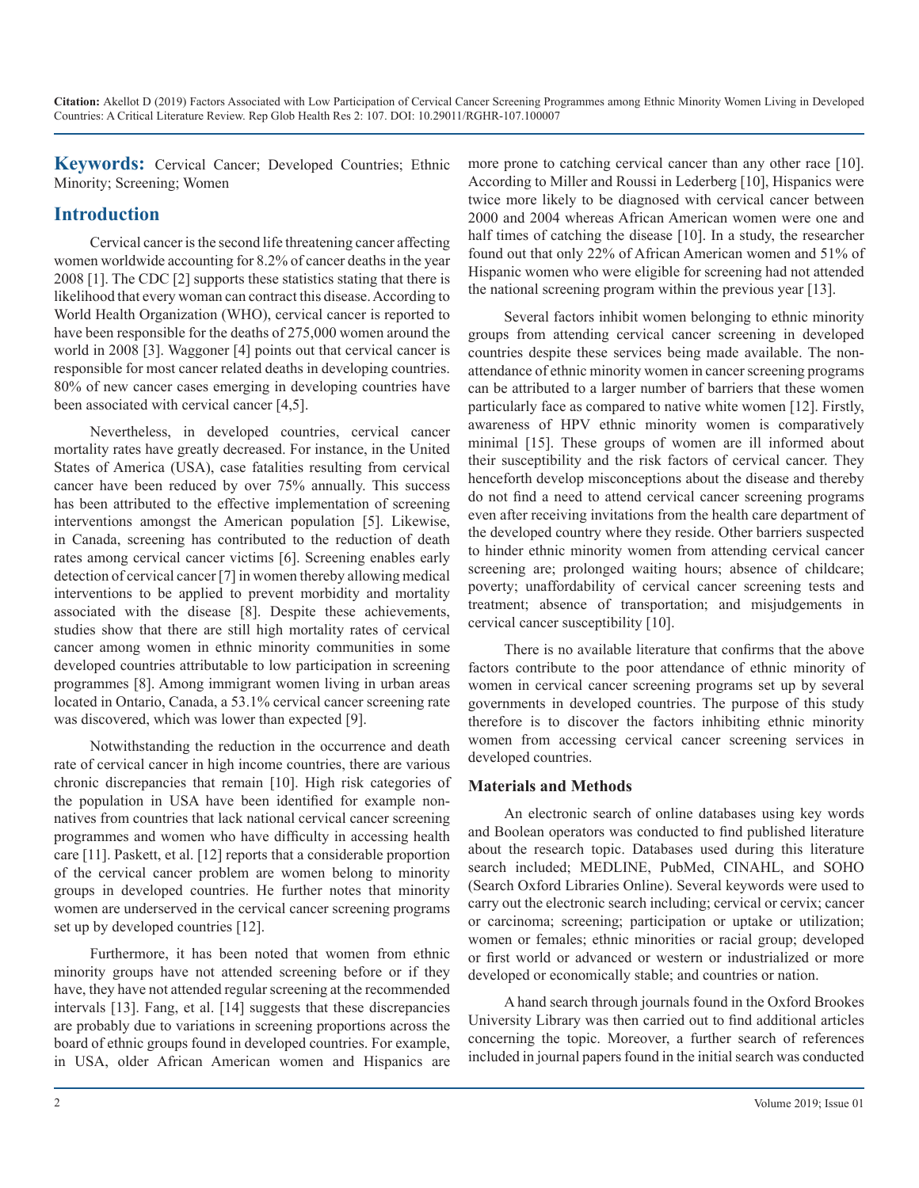**Keywords:** Cervical Cancer; Developed Countries; Ethnic Minority; Screening; Women

## Introduction

Cervical cancer is the second life threatening cancer affecting women worldwide accounting for 8.2% of cancer deaths in the year 2008 [1]. The CDC [2] supports these statistics stating that there is likelihood that every woman can contract this disease. According to World Health Organization (WHO), cervical cancer is reported to have been responsible for the deaths of 275,000 women around the world in 2008 [3]. Waggoner [4] points out that cervical cancer is responsible for most cancer related deaths in developing countries. 80% of new cancer cases emerging in developing countries have been associated with cervical cancer [4,5].

Nevertheless, in developed countries, cervical cancer mortality rates have greatly decreased. For instance, in the United States of America (USA), case fatalities resulting from cervical cancer have been reduced by over 75% annually. This success has been attributed to the effective implementation of screening interventions amongst the American population [5]. Likewise, in Canada, screening has contributed to the reduction of death rates among cervical cancer victims [6]. Screening enables early detection of cervical cancer [7] in women thereby allowing medical interventions to be applied to prevent morbidity and mortality associated with the disease [8]. Despite these achievements, studies show that there are still high mortality rates of cervical cancer among women in ethnic minority communities in some developed countries attributable to low participation in screening programmes [8]. Among immigrant women living in urban areas located in Ontario, Canada, a 53.1% cervical cancer screening rate was discovered, which was lower than expected [9].

Notwithstanding the reduction in the occurrence and death rate of cervical cancer in high income countries, there are various chronic discrepancies that remain [10]. High risk categories of the population in USA have been identified for example non-natives from countries that lack national cervical cancer screening programmes and women who have difficulty in accessing health care [11]. Paskett, et al. [12] reports that a considerable proportion of the cervical cancer problem are women belong to minority groups in developed countries. He further notes that minority women are underserved in the cervical cancer screening programs set up by developed countries [12].

Furthermore, it has been noted that women from ethnic minority groups have not attended screening before or if they have, they have not attended regular screening at the recommended intervals [13]. Fang, et al. [14] suggests that these discrepancies are probably due to variations in screening proportions across the board of ethnic groups found in developed countries. For example, in USA, older African American women and Hispanics are more prone to catching cervical cancer than any other race [10]. According to Miller and Roussi in Lederberg [10], Hispanics were twice more likely to be diagnosed with cervical cancer between 2000 and 2004 whereas African American women were one and half times of catching the disease [10]. In a study, the researcher found out that only 22% of African American women and 51% of Hispanic women who were eligible for screening had not attended the national screening program within the previous year [13].

Several factors inhibit women belonging to ethnic minority groups from attending cervical cancer screening in developed countries despite these services being made available. The non-attendance of ethnic minority women in cancer screening programs can be attributed to a larger number of barriers that these women particularly face as compared to native white women [12]. Firstly, awareness of HPV ethnic minority women is comparatively minimal [15]. These groups of women are ill informed about their susceptibility and the risk factors of cervical cancer. They henceforth develop misconceptions about the disease and thereby do not find a need to attend cervical cancer screening programs even after receiving invitations from the health care department of the developed country where they reside. Other barriers suspected to hinder ethnic minority women from attending cervical cancer screening are; prolonged waiting hours; absence of childcare; poverty; unaffordability of cervical cancer screening tests and treatment; absence of transportation; and misjudgements in cervical cancer susceptibility [10].

There is no available literature that confirms that the above factors contribute to the poor attendance of ethnic minority of women in cervical cancer screening programs set up by several governments in developed countries. The purpose of this study therefore is to discover the factors inhibiting ethnic minority women from accessing cervical cancer screening services in developed countries.

### Materials and Methods

An electronic search of online databases using key words and Boolean operators was conducted to find published literature about the research topic. Databases used during this literature search included; MEDLINE, PubMed, CINAHL, and SOHO (Search Oxford Libraries Online). Several keywords were used to carry out the electronic search including; cervical or cervix; cancer or carcinoma; screening; participation or uptake or utilization; women or females; ethnic minorities or racial group; developed or first world or advanced or western or industrialized or more developed or economically stable; and countries or nation.

A hand search through journals found in the Oxford Brookes University Library was then carried out to find additional articles concerning the topic. Moreover, a further search of references included in journal papers found in the initial search was conducted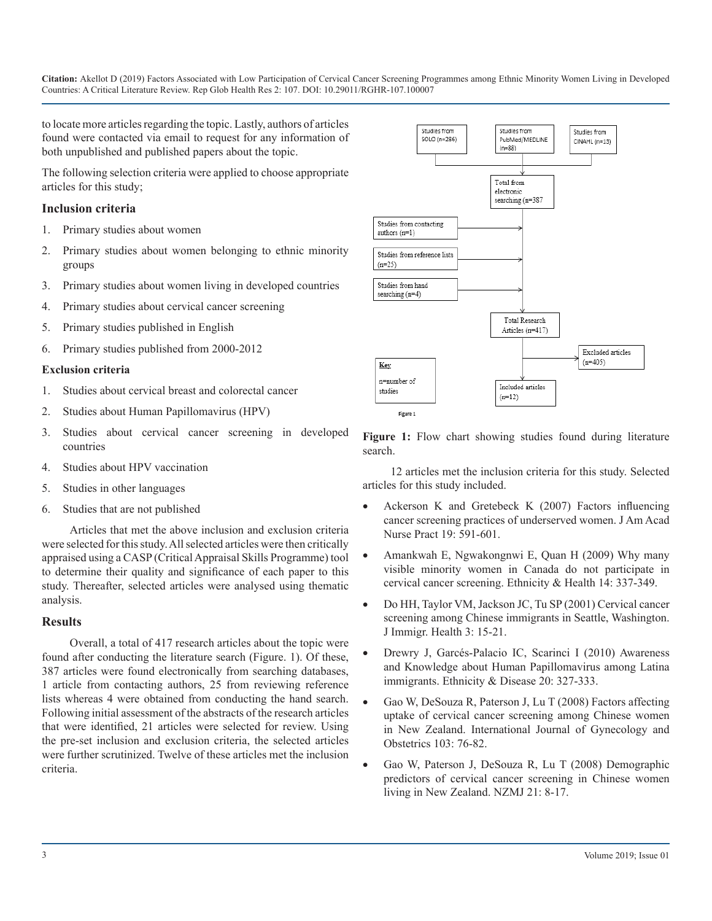to locate more articles regarding the topic. Lastly, authors of articles found were contacted via email to request for any information of both unpublished and published papers about the topic.

The following selection criteria were applied to choose appropriate articles for this study;

## Inclusion criteria

1. Primary studies about women
2. Primary studies about women belonging to ethnic minority groups
3. Primary studies about women living in developed countries
4. Primary studies about cervical cancer screening
5. Primary studies published in English
6. Primary studies published from 2000-2012

### Exclusion criteria

1. Studies about cervical breast and colorectal cancer
2. Studies about Human Papillomavirus (HPV)
3. Studies about cervical cancer screening in developed countries
4. Studies about HPV vaccination
5. Studies in other languages
6. Studies that are not published

Articles that met the above inclusion and exclusion criteria were selected for this study. All selected articles were then critically appraised using a CASP (Critical Appraisal Skills Programme) tool to determine their quality and significance of each paper to this study. Thereafter, selected articles were analysed using thematic analysis.

## Results

Overall, a total of 417 research articles about the topic were found after conducting the literature search (Figure. 1). Of these, 387 articles were found electronically from searching databases, 1 article from contacting authors, 25 from reviewing reference lists whereas 4 were obtained from conducting the hand search. Following initial assessment of the abstracts of the research articles that were identified, 21 articles were selected for review. Using the pre-set inclusion and exclusion criteria, the selected articles were further scrutinized. Twelve of these articles met the inclusion criteria.

Studies from SOLO (n=286) | Studies from PubMed/MEDLINE (n=88) | Studies from CINAHL (n=13)

Total from electronic searching (n=387

Studies from contacting authors (n=1)

Studies from reference lists (n=25)

Studies from hand searching (n=4)

Total Research Articles (n=417)

Excluded articles (n=405)

Included articles (n=12)

Key

n=number of studies

Figure 1

**Figure 1:** Flow chart showing studies found during literature search.

12 articles met the inclusion criteria for this study. Selected articles for this study included.

- Ackerson K and Gretebeck K (2007) Factors influencing cancer screening practices of underserved women. J Am Acad Nurse Pract 19: 591-601.
- Amankwah E, Ngwakongnwi E, Quan H (2009) Why many visible minority women in Canada do not participate in cervical cancer screening. Ethnicity & Health 14: 337-349.
- Do HH, Taylor VM, Jackson JC, Tu SP (2001) Cervical cancer screening among Chinese immigrants in Seattle, Washington. J Immigr. Health 3: 15-21.
- Drewry J, Garcés-Palacio IC, Scarinci I (2010) Awareness and Knowledge about Human Papillomavirus among Latina immigrants. Ethnicity & Disease 20: 327-333.
- Gao W, DeSouza R, Paterson J, Lu T (2008) Factors affecting uptake of cervical cancer screening among Chinese women in New Zealand. International Journal of Gynecology and Obstetrics 103: 76-82.
- Gao W, Paterson J, DeSouza R, Lu T (2008) Demographic predictors of cervical cancer screening in Chinese women living in New Zealand. NZMJ 21: 8-17.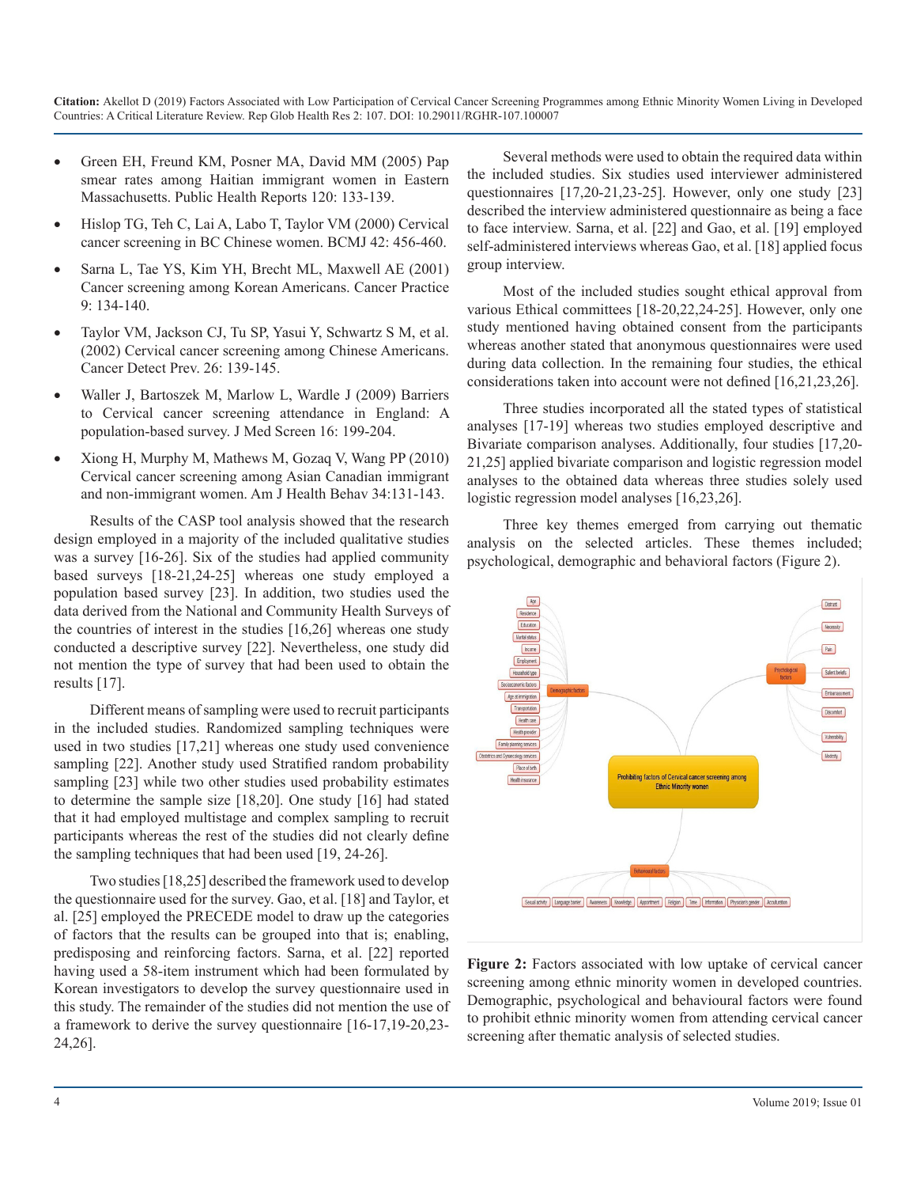- Green EH, Freund KM, Posner MA, David MM (2005) Pap smear rates among Haitian immigrant women in Eastern Massachusetts. Public Health Reports 120: 133-139.
- Hislop TG, Teh C, Lai A, Labo T, Taylor VM (2000) Cervical cancer screening in BC Chinese women. BCMJ 42: 456-460.
- Sarna L, Tae YS, Kim YH, Brecht ML, Maxwell AE (2001) Cancer screening among Korean Americans. Cancer Practice 9: 134-140.
- Taylor VM, Jackson CJ, Tu SP, Yasui Y, Schwartz S M, et al. (2002) Cervical cancer screening among Chinese Americans. Cancer Detect Prev. 26: 139-145.
- Waller J, Bartoszek M, Marlow L, Wardle J (2009) Barriers to Cervical cancer screening attendance in England: A population-based survey. J Med Screen 16: 199-204.
- Xiong H, Murphy M, Mathews M, Gozaq V, Wang PP (2010) Cervical cancer screening among Asian Canadian immigrant and non-immigrant women. Am J Health Behav 34:131-143.

Results of the CASP tool analysis showed that the research design employed in a majority of the included qualitative studies was a survey [16-26]. Six of the studies had applied community based surveys [18-21,24-25] whereas one study employed a population based survey [23]. In addition, two studies used the data derived from the National and Community Health Surveys of the countries of interest in the studies [16,26] whereas one study conducted a descriptive survey [22]. Nevertheless, one study did not mention the type of survey that had been used to obtain the results [17].

Different means of sampling were used to recruit participants in the included studies. Randomized sampling techniques were used in two studies [17,21] whereas one study used convenience sampling [22]. Another study used Stratified random probability sampling [23] while two other studies used probability estimates to determine the sample size [18,20]. One study [16] had stated that it had employed multistage and complex sampling to recruit participants whereas the rest of the studies did not clearly define the sampling techniques that had been used [19, 24-26].

Two studies [18,25] described the framework used to develop the questionnaire used for the survey. Gao, et al. [18] and Taylor, et al. [25] employed the PRECEDE model to draw up the categories of factors that the results can be grouped into that is; enabling, predisposing and reinforcing factors. Sarna, et al. [22] reported having used a 58-item instrument which had been formulated by Korean investigators to develop the survey questionnaire used in this study. The remainder of the studies did not mention the use of a framework to derive the survey questionnaire [16-17,19-20,23-24,26].

Several methods were used to obtain the required data within the included studies. Six studies used interviewer administered questionnaires [17,20-21,23-25]. However, only one study [23] described the interview administered questionnaire as being a face to face interview. Sarna, et al. [22] and Gao, et al. [19] employed self-administered interviews whereas Gao, et al. [18] applied focus group interview.

Most of the included studies sought ethical approval from various Ethical committees [18-20,22,24-25]. However, only one study mentioned having obtained consent from the participants whereas another stated that anonymous questionnaires were used during data collection. In the remaining four studies, the ethical considerations taken into account were not defined [16,21,23,26].

Three studies incorporated all the stated types of statistical analyses [17-19] whereas two studies employed descriptive and Bivariate comparison analyses. Additionally, four studies [17,20-21,25] applied bivariate comparison and logistic regression model analyses to the obtained data whereas three studies solely used logistic regression model analyses [16,23,26].

Three key themes emerged from carrying out thematic analysis on the selected articles. These themes included; psychological, demographic and behavioral factors (Figure 2).

**Figure 2:** Factors associated with low uptake of cervical cancer screening among ethnic minority women in developed countries. Demographic, psychological and behavioural factors were found to prohibit ethnic minority women from attending cervical cancer screening after thematic analysis of selected studies.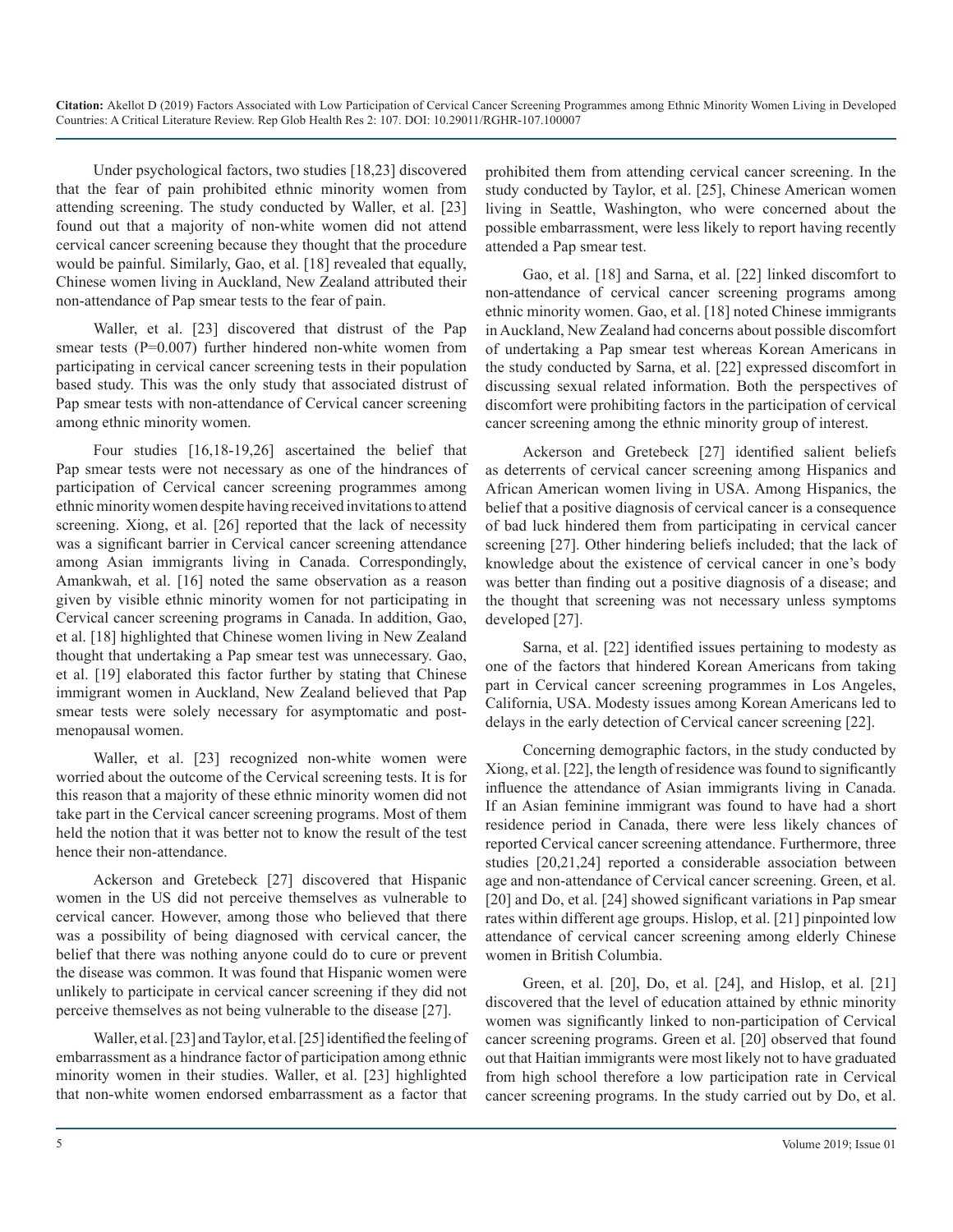Under psychological factors, two studies [18,23] discovered that the fear of pain prohibited ethnic minority women from attending screening. The study conducted by Waller, et al. [23] found out that a majority of non-white women did not attend cervical cancer screening because they thought that the procedure would be painful. Similarly, Gao, et al. [18] revealed that equally, Chinese women living in Auckland, New Zealand attributed their non-attendance of Pap smear tests to the fear of pain.

Waller, et al. [23] discovered that distrust of the Pap smear tests (P=0.007) further hindered non-white women from participating in cervical cancer screening tests in their population based study. This was the only study that associated distrust of Pap smear tests with non-attendance of Cervical cancer screening among ethnic minority women.

Four studies [16,18-19,26] ascertained the belief that Pap smear tests were not necessary as one of the hindrances of participation of Cervical cancer screening programmes among ethnic minority women despite having received invitations to attend screening. Xiong, et al. [26] reported that the lack of necessity was a significant barrier in Cervical cancer screening attendance among Asian immigrants living in Canada. Correspondingly, Amankwah, et al. [16] noted the same observation as a reason given by visible ethnic minority women for not participating in Cervical cancer screening programs in Canada. In addition, Gao, et al. [18] highlighted that Chinese women living in New Zealand thought that undertaking a Pap smear test was unnecessary. Gao, et al. [19] elaborated this factor further by stating that Chinese immigrant women in Auckland, New Zealand believed that Pap smear tests were solely necessary for asymptomatic and post-menopausal women.

Waller, et al. [23] recognized non-white women were worried about the outcome of the Cervical screening tests. It is for this reason that a majority of these ethnic minority women did not take part in the Cervical cancer screening programs. Most of them held the notion that it was better not to know the result of the test hence their non-attendance.

Ackerson and Gretebeck [27] discovered that Hispanic women in the US did not perceive themselves as vulnerable to cervical cancer. However, among those who believed that there was a possibility of being diagnosed with cervical cancer, the belief that there was nothing anyone could do to cure or prevent the disease was common. It was found that Hispanic women were unlikely to participate in cervical cancer screening if they did not perceive themselves as not being vulnerable to the disease [27].

Waller, et al. [23] and Taylor, et al. [25] identified the feeling of embarrassment as a hindrance factor of participation among ethnic minority women in their studies. Waller, et al. [23] highlighted that non-white women endorsed embarrassment as a factor that prohibited them from attending cervical cancer screening. In the study conducted by Taylor, et al. [25], Chinese American women living in Seattle, Washington, who were concerned about the possible embarrassment, were less likely to report having recently attended a Pap smear test.

Gao, et al. [18] and Sarna, et al. [22] linked discomfort to non-attendance of cervical cancer screening programs among ethnic minority women. Gao, et al. [18] noted Chinese immigrants in Auckland, New Zealand had concerns about possible discomfort of undertaking a Pap smear test whereas Korean Americans in the study conducted by Sarna, et al. [22] expressed discomfort in discussing sexual related information. Both the perspectives of discomfort were prohibiting factors in the participation of cervical cancer screening among the ethnic minority group of interest.

Ackerson and Gretebeck [27] identified salient beliefs as deterrents of cervical cancer screening among Hispanics and African American women living in USA. Among Hispanics, the belief that a positive diagnosis of cervical cancer is a consequence of bad luck hindered them from participating in cervical cancer screening [27]. Other hindering beliefs included; that the lack of knowledge about the existence of cervical cancer in one's body was better than finding out a positive diagnosis of a disease; and the thought that screening was not necessary unless symptoms developed [27].

Sarna, et al. [22] identified issues pertaining to modesty as one of the factors that hindered Korean Americans from taking part in Cervical cancer screening programmes in Los Angeles, California, USA. Modesty issues among Korean Americans led to delays in the early detection of Cervical cancer screening [22].

Concerning demographic factors, in the study conducted by Xiong, et al. [22], the length of residence was found to significantly influence the attendance of Asian immigrants living in Canada. If an Asian feminine immigrant was found to have had a short residence period in Canada, there were less likely chances of reported Cervical cancer screening attendance. Furthermore, three studies [20,21,24] reported a considerable association between age and non-attendance of Cervical cancer screening. Green, et al. [20] and Do, et al. [24] showed significant variations in Pap smear rates within different age groups. Hislop, et al. [21] pinpointed low attendance of cervical cancer screening among elderly Chinese women in British Columbia.

Green, et al. [20], Do, et al. [24], and Hislop, et al. [21] discovered that the level of education attained by ethnic minority women was significantly linked to non-participation of Cervical cancer screening programs. Green et al. [20] observed that found out that Haitian immigrants were most likely not to have graduated from high school therefore a low participation rate in Cervical cancer screening programs. In the study carried out by Do, et al.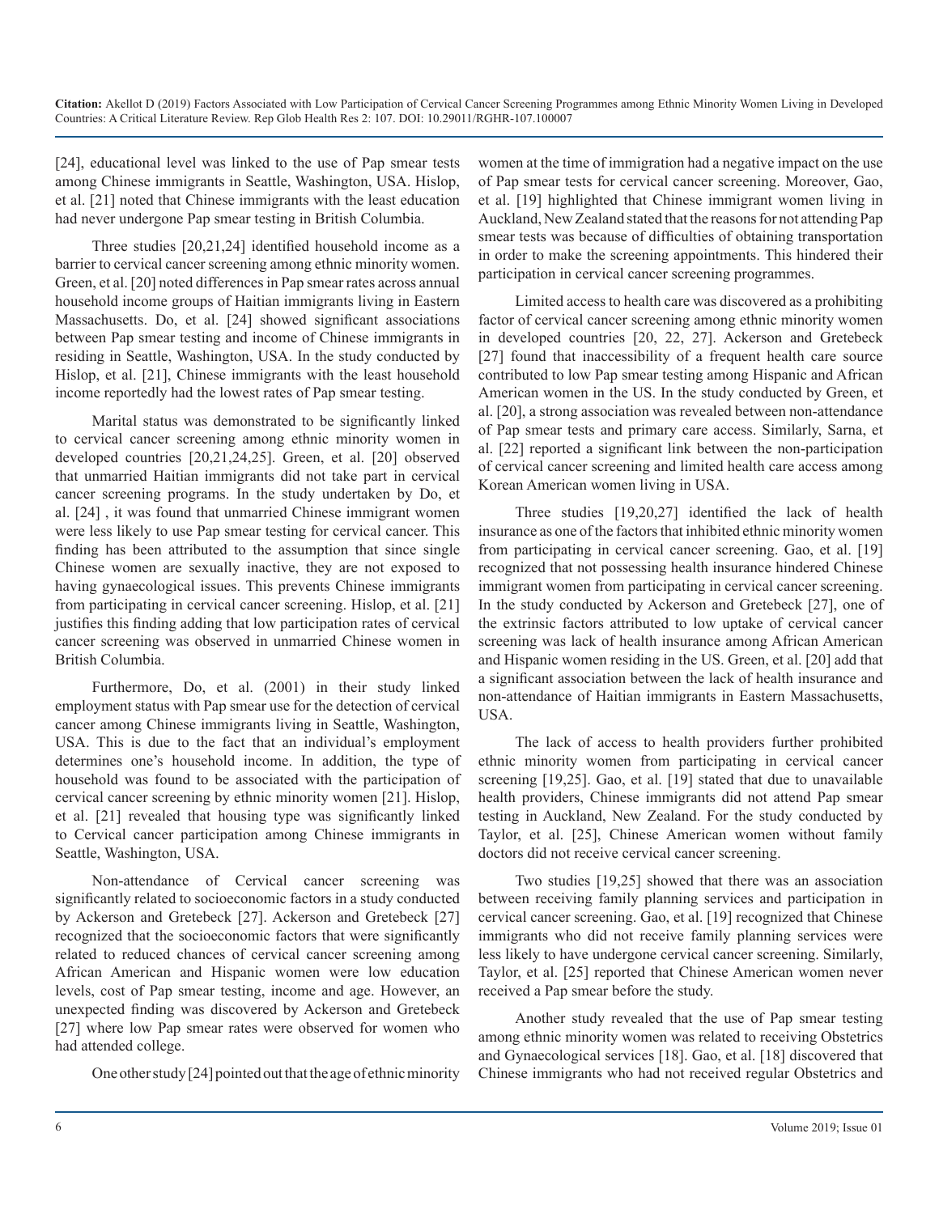[24], educational level was linked to the use of Pap smear tests among Chinese immigrants in Seattle, Washington, USA. Hislop, et al. [21] noted that Chinese immigrants with the least education had never undergone Pap smear testing in British Columbia.

Three studies [20,21,24] identified household income as a barrier to cervical cancer screening among ethnic minority women. Green, et al. [20] noted differences in Pap smear rates across annual household income groups of Haitian immigrants living in Eastern Massachusetts. Do, et al. [24] showed significant associations between Pap smear testing and income of Chinese immigrants in residing in Seattle, Washington, USA. In the study conducted by Hislop, et al. [21], Chinese immigrants with the least household income reportedly had the lowest rates of Pap smear testing.

Marital status was demonstrated to be significantly linked to cervical cancer screening among ethnic minority women in developed countries [20,21,24,25]. Green, et al. [20] observed that unmarried Haitian immigrants did not take part in cervical cancer screening programs. In the study undertaken by Do, et al. [24] , it was found that unmarried Chinese immigrant women were less likely to use Pap smear testing for cervical cancer. This finding has been attributed to the assumption that since single Chinese women are sexually inactive, they are not exposed to having gynaecological issues. This prevents Chinese immigrants from participating in cervical cancer screening. Hislop, et al. [21] justifies this finding adding that low participation rates of cervical cancer screening was observed in unmarried Chinese women in British Columbia.

Furthermore, Do, et al. (2001) in their study linked employment status with Pap smear use for the detection of cervical cancer among Chinese immigrants living in Seattle, Washington, USA. This is due to the fact that an individual's employment determines one's household income. In addition, the type of household was found to be associated with the participation of cervical cancer screening by ethnic minority women [21]. Hislop, et al. [21] revealed that housing type was significantly linked to Cervical cancer participation among Chinese immigrants in Seattle, Washington, USA.

Non-attendance of Cervical cancer screening was significantly related to socioeconomic factors in a study conducted by Ackerson and Gretebeck [27]. Ackerson and Gretebeck [27] recognized that the socioeconomic factors that were significantly related to reduced chances of cervical cancer screening among African American and Hispanic women were low education levels, cost of Pap smear testing, income and age. However, an unexpected finding was discovered by Ackerson and Gretebeck [27] where low Pap smear rates were observed for women who had attended college.

One other study [24] pointed out that the age of ethnic minority women at the time of immigration had a negative impact on the use of Pap smear tests for cervical cancer screening. Moreover, Gao, et al. [19] highlighted that Chinese immigrant women living in Auckland, New Zealand stated that the reasons for not attending Pap smear tests was because of difficulties of obtaining transportation in order to make the screening appointments. This hindered their participation in cervical cancer screening programmes.

Limited access to health care was discovered as a prohibiting factor of cervical cancer screening among ethnic minority women in developed countries [20, 22, 27]. Ackerson and Gretebeck [27] found that inaccessibility of a frequent health care source contributed to low Pap smear testing among Hispanic and African American women in the US. In the study conducted by Green, et al. [20], a strong association was revealed between non-attendance of Pap smear tests and primary care access. Similarly, Sarna, et al. [22] reported a significant link between the non-participation of cervical cancer screening and limited health care access among Korean American women living in USA.

Three studies [19,20,27] identified the lack of health insurance as one of the factors that inhibited ethnic minority women from participating in cervical cancer screening. Gao, et al. [19] recognized that not possessing health insurance hindered Chinese immigrant women from participating in cervical cancer screening. In the study conducted by Ackerson and Gretebeck [27], one of the extrinsic factors attributed to low uptake of cervical cancer screening was lack of health insurance among African American and Hispanic women residing in the US. Green, et al. [20] add that a significant association between the lack of health insurance and non-attendance of Haitian immigrants in Eastern Massachusetts, USA.

The lack of access to health providers further prohibited ethnic minority women from participating in cervical cancer screening [19,25]. Gao, et al. [19] stated that due to unavailable health providers, Chinese immigrants did not attend Pap smear testing in Auckland, New Zealand. For the study conducted by Taylor, et al. [25], Chinese American women without family doctors did not receive cervical cancer screening.

Two studies [19,25] showed that there was an association between receiving family planning services and participation in cervical cancer screening. Gao, et al. [19] recognized that Chinese immigrants who did not receive family planning services were less likely to have undergone cervical cancer screening. Similarly, Taylor, et al. [25] reported that Chinese American women never received a Pap smear before the study.

Another study revealed that the use of Pap smear testing among ethnic minority women was related to receiving Obstetrics and Gynaecological services [18]. Gao, et al. [18] discovered that Chinese immigrants who had not received regular Obstetrics and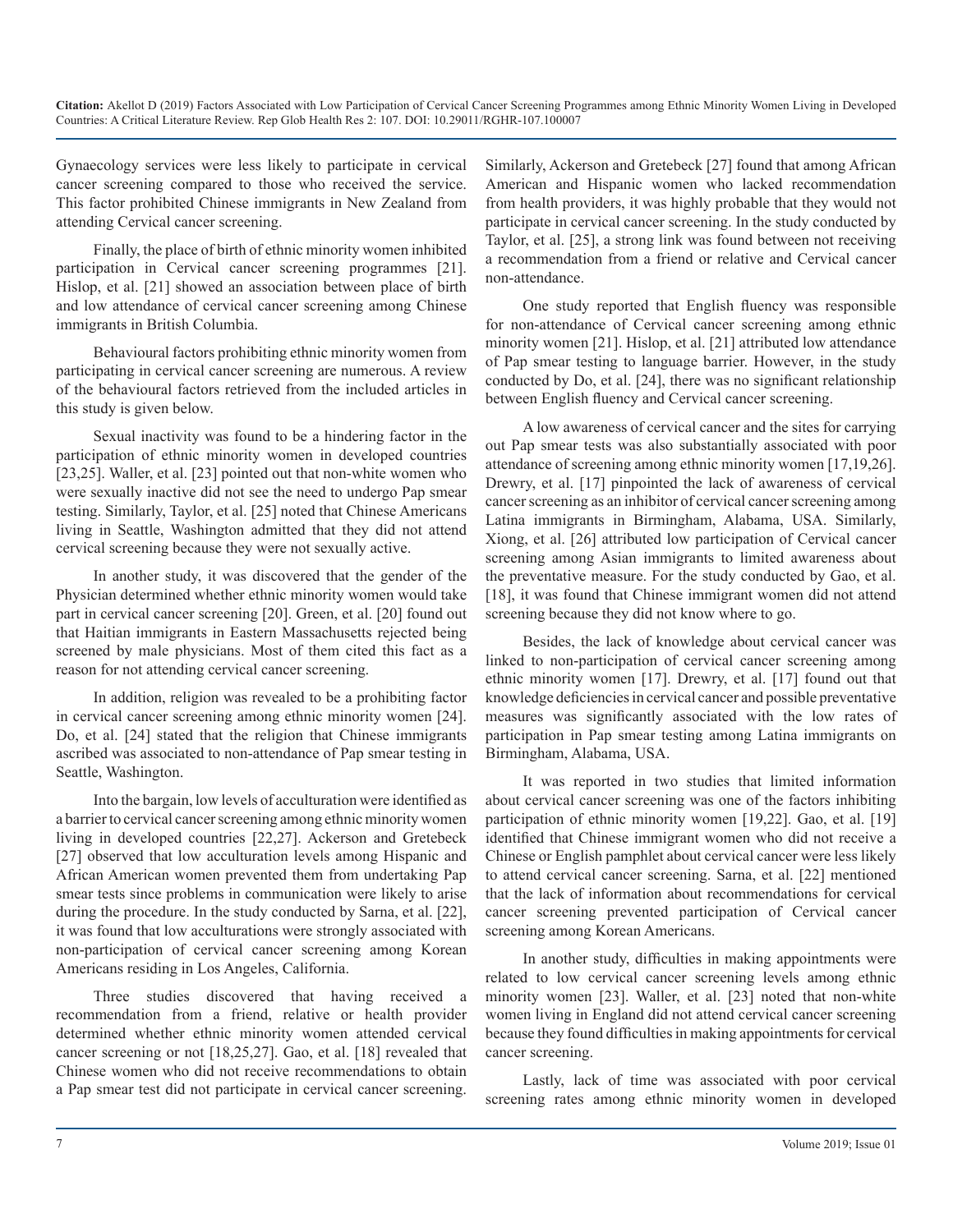Gynaecology services were less likely to participate in cervical cancer screening compared to those who received the service. This factor prohibited Chinese immigrants in New Zealand from attending Cervical cancer screening.

Finally, the place of birth of ethnic minority women inhibited participation in Cervical cancer screening programmes [21]. Hislop, et al. [21] showed an association between place of birth and low attendance of cervical cancer screening among Chinese immigrants in British Columbia.

Behavioural factors prohibiting ethnic minority women from participating in cervical cancer screening are numerous. A review of the behavioural factors retrieved from the included articles in this study is given below.

Sexual inactivity was found to be a hindering factor in the participation of ethnic minority women in developed countries [23,25]. Waller, et al. [23] pointed out that non-white women who were sexually inactive did not see the need to undergo Pap smear testing. Similarly, Taylor, et al. [25] noted that Chinese Americans living in Seattle, Washington admitted that they did not attend cervical screening because they were not sexually active.

In another study, it was discovered that the gender of the Physician determined whether ethnic minority women would take part in cervical cancer screening [20]. Green, et al. [20] found out that Haitian immigrants in Eastern Massachusetts rejected being screened by male physicians. Most of them cited this fact as a reason for not attending cervical cancer screening.

In addition, religion was revealed to be a prohibiting factor in cervical cancer screening among ethnic minority women [24]. Do, et al. [24] stated that the religion that Chinese immigrants ascribed was associated to non-attendance of Pap smear testing in Seattle, Washington.

Into the bargain, low levels of acculturation were identified as a barrier to cervical cancer screening among ethnic minority women living in developed countries [22,27]. Ackerson and Gretebeck [27] observed that low acculturation levels among Hispanic and African American women prevented them from undertaking Pap smear tests since problems in communication were likely to arise during the procedure. In the study conducted by Sarna, et al. [22], it was found that low acculturations were strongly associated with non-participation of cervical cancer screening among Korean Americans residing in Los Angeles, California.

Three studies discovered that having received a recommendation from a friend, relative or health provider determined whether ethnic minority women attended cervical cancer screening or not [18,25,27]. Gao, et al. [18] revealed that Chinese women who did not receive recommendations to obtain a Pap smear test did not participate in cervical cancer screening. Similarly, Ackerson and Gretebeck [27] found that among African American and Hispanic women who lacked recommendation from health providers, it was highly probable that they would not participate in cervical cancer screening. In the study conducted by Taylor, et al. [25], a strong link was found between not receiving a recommendation from a friend or relative and Cervical cancer non-attendance.

One study reported that English fluency was responsible for non-attendance of Cervical cancer screening among ethnic minority women [21]. Hislop, et al. [21] attributed low attendance of Pap smear testing to language barrier. However, in the study conducted by Do, et al. [24], there was no significant relationship between English fluency and Cervical cancer screening.

A low awareness of cervical cancer and the sites for carrying out Pap smear tests was also substantially associated with poor attendance of screening among ethnic minority women [17,19,26]. Drewry, et al. [17] pinpointed the lack of awareness of cervical cancer screening as an inhibitor of cervical cancer screening among Latina immigrants in Birmingham, Alabama, USA. Similarly, Xiong, et al. [26] attributed low participation of Cervical cancer screening among Asian immigrants to limited awareness about the preventative measure. For the study conducted by Gao, et al. [18], it was found that Chinese immigrant women did not attend screening because they did not know where to go.

Besides, the lack of knowledge about cervical cancer was linked to non-participation of cervical cancer screening among ethnic minority women [17]. Drewry, et al. [17] found out that knowledge deficiencies in cervical cancer and possible preventative measures was significantly associated with the low rates of participation in Pap smear testing among Latina immigrants on Birmingham, Alabama, USA.

It was reported in two studies that limited information about cervical cancer screening was one of the factors inhibiting participation of ethnic minority women [19,22]. Gao, et al. [19] identified that Chinese immigrant women who did not receive a Chinese or English pamphlet about cervical cancer were less likely to attend cervical cancer screening. Sarna, et al. [22] mentioned that the lack of information about recommendations for cervical cancer screening prevented participation of Cervical cancer screening among Korean Americans.

In another study, difficulties in making appointments were related to low cervical cancer screening levels among ethnic minority women [23]. Waller, et al. [23] noted that non-white women living in England did not attend cervical cancer screening because they found difficulties in making appointments for cervical cancer screening.

Lastly, lack of time was associated with poor cervical screening rates among ethnic minority women in developed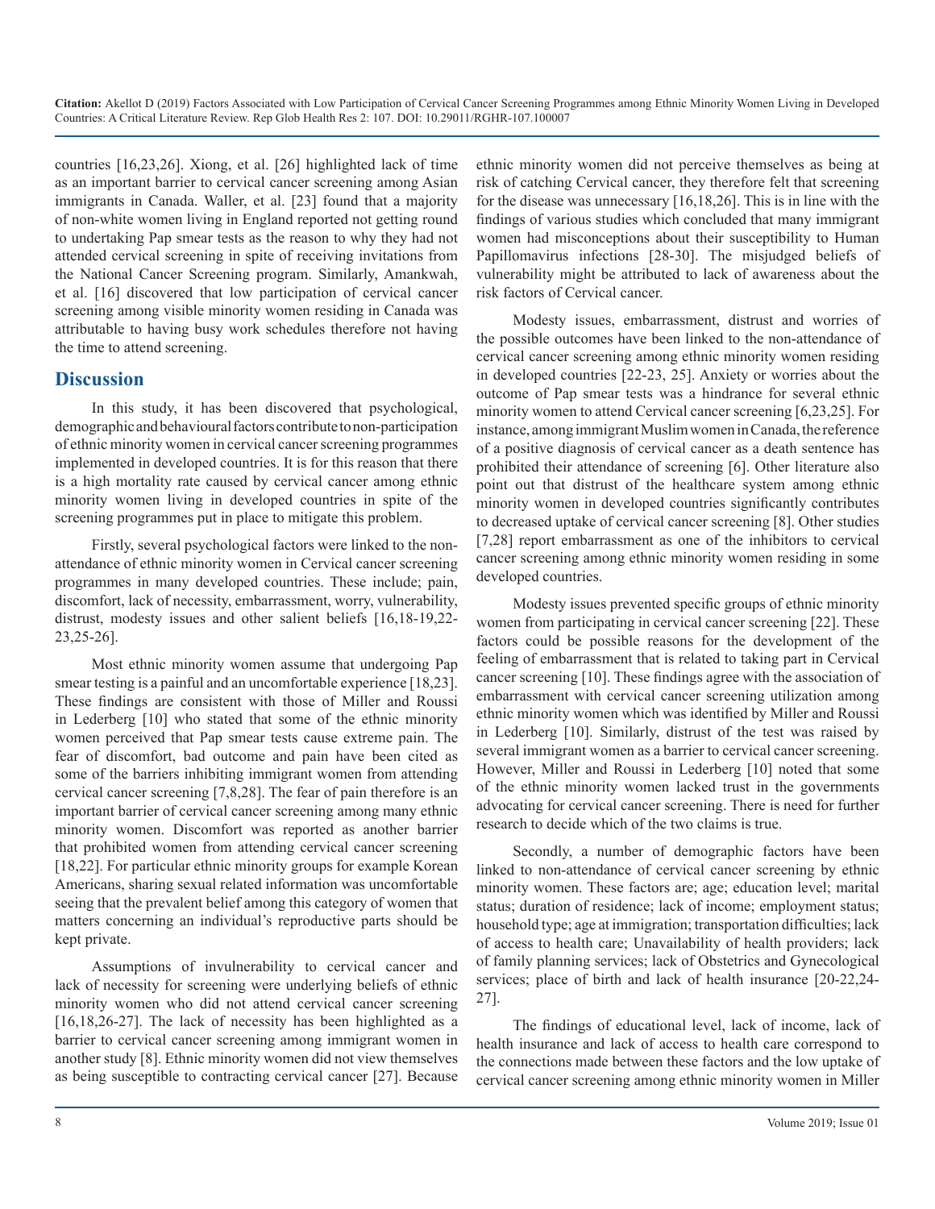countries [16,23,26]. Xiong, et al. [26] highlighted lack of time as an important barrier to cervical cancer screening among Asian immigrants in Canada. Waller, et al. [23] found that a majority of non-white women living in England reported not getting round to undertaking Pap smear tests as the reason to why they had not attended cervical screening in spite of receiving invitations from the National Cancer Screening program. Similarly, Amankwah, et al. [16] discovered that low participation of cervical cancer screening among visible minority women residing in Canada was attributable to having busy work schedules therefore not having the time to attend screening.

## Discussion

In this study, it has been discovered that psychological, demographic and behavioural factors contribute to non-participation of ethnic minority women in cervical cancer screening programmes implemented in developed countries. It is for this reason that there is a high mortality rate caused by cervical cancer among ethnic minority women living in developed countries in spite of the screening programmes put in place to mitigate this problem.

Firstly, several psychological factors were linked to the non-attendance of ethnic minority women in Cervical cancer screening programmes in many developed countries. These include; pain, discomfort, lack of necessity, embarrassment, worry, vulnerability, distrust, modesty issues and other salient beliefs [16,18-19,22-23,25-26].

Most ethnic minority women assume that undergoing Pap smear testing is a painful and an uncomfortable experience [18,23]. These findings are consistent with those of Miller and Roussi in Lederberg [10] who stated that some of the ethnic minority women perceived that Pap smear tests cause extreme pain. The fear of discomfort, bad outcome and pain have been cited as some of the barriers inhibiting immigrant women from attending cervical cancer screening [7,8,28]. The fear of pain therefore is an important barrier of cervical cancer screening among many ethnic minority women. Discomfort was reported as another barrier that prohibited women from attending cervical cancer screening [18,22]. For particular ethnic minority groups for example Korean Americans, sharing sexual related information was uncomfortable seeing that the prevalent belief among this category of women that matters concerning an individual's reproductive parts should be kept private.

Assumptions of invulnerability to cervical cancer and lack of necessity for screening were underlying beliefs of ethnic minority women who did not attend cervical cancer screening [16,18,26-27]. The lack of necessity has been highlighted as a barrier to cervical cancer screening among immigrant women in another study [8]. Ethnic minority women did not view themselves as being susceptible to contracting cervical cancer [27]. Because ethnic minority women did not perceive themselves as being at risk of catching Cervical cancer, they therefore felt that screening for the disease was unnecessary [16,18,26]. This is in line with the findings of various studies which concluded that many immigrant women had misconceptions about their susceptibility to Human Papillomavirus infections [28-30]. The misjudged beliefs of vulnerability might be attributed to lack of awareness about the risk factors of Cervical cancer.

Modesty issues, embarrassment, distrust and worries of the possible outcomes have been linked to the non-attendance of cervical cancer screening among ethnic minority women residing in developed countries [22-23, 25]. Anxiety or worries about the outcome of Pap smear tests was a hindrance for several ethnic minority women to attend Cervical cancer screening [6,23,25]. For instance, among immigrant Muslim women in Canada, the reference of a positive diagnosis of cervical cancer as a death sentence has prohibited their attendance of screening [6]. Other literature also point out that distrust of the healthcare system among ethnic minority women in developed countries significantly contributes to decreased uptake of cervical cancer screening [8]. Other studies [7,28] report embarrassment as one of the inhibitors to cervical cancer screening among ethnic minority women residing in some developed countries.

Modesty issues prevented specific groups of ethnic minority women from participating in cervical cancer screening [22]. These factors could be possible reasons for the development of the feeling of embarrassment that is related to taking part in Cervical cancer screening [10]. These findings agree with the association of embarrassment with cervical cancer screening utilization among ethnic minority women which was identified by Miller and Roussi in Lederberg [10]. Similarly, distrust of the test was raised by several immigrant women as a barrier to cervical cancer screening. However, Miller and Roussi in Lederberg [10] noted that some of the ethnic minority women lacked trust in the governments advocating for cervical cancer screening. There is need for further research to decide which of the two claims is true.

Secondly, a number of demographic factors have been linked to non-attendance of cervical cancer screening by ethnic minority women. These factors are; age; education level; marital status; duration of residence; lack of income; employment status; household type; age at immigration; transportation difficulties; lack of access to health care; Unavailability of health providers; lack of family planning services; lack of Obstetrics and Gynecological services; place of birth and lack of health insurance [20-22,24-27].

The findings of educational level, lack of income, lack of health insurance and lack of access to health care correspond to the connections made between these factors and the low uptake of cervical cancer screening among ethnic minority women in Miller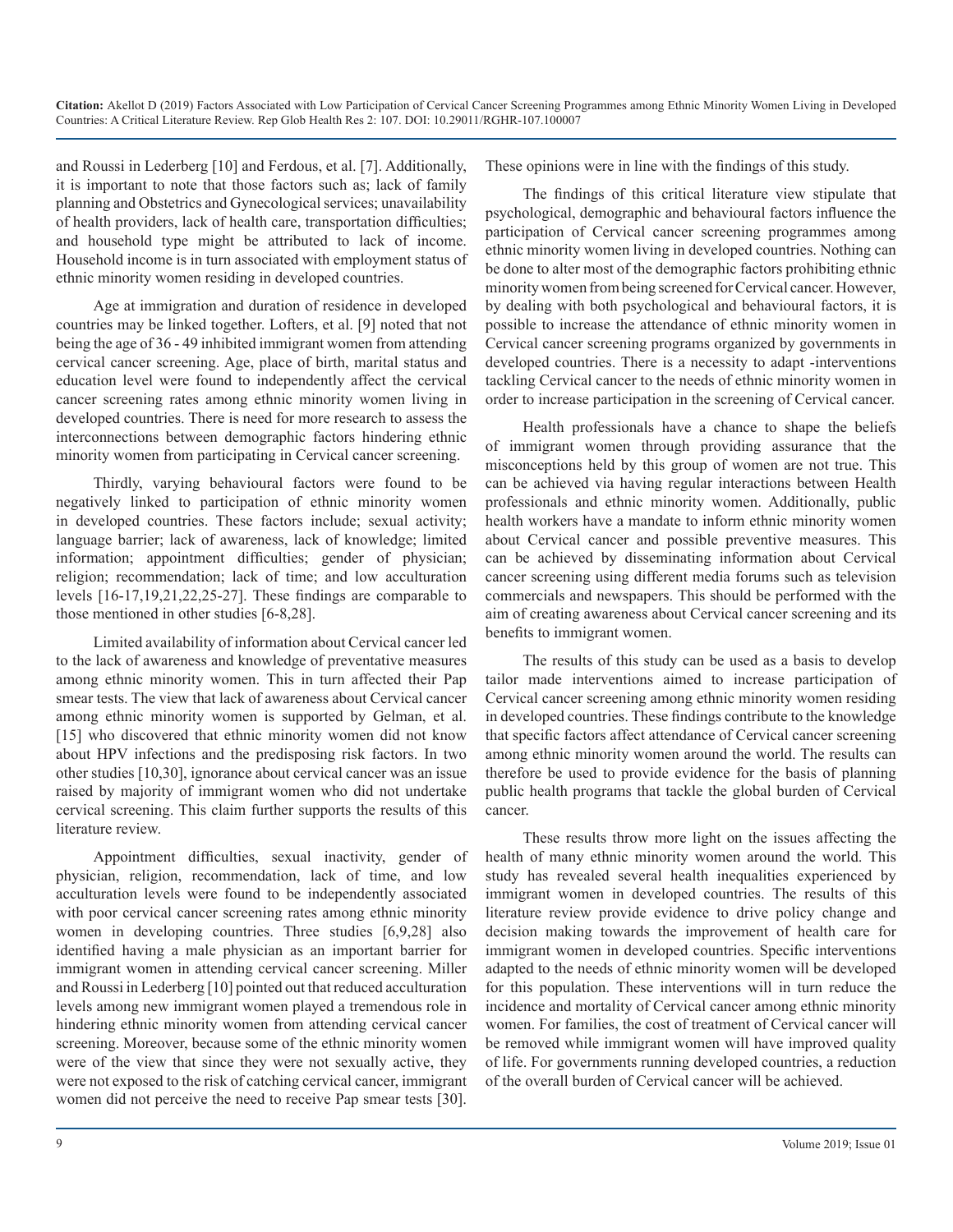and Roussi in Lederberg [10] and Ferdous, et al. [7]. Additionally, it is important to note that those factors such as; lack of family planning and Obstetrics and Gynecological services; unavailability of health providers, lack of health care, transportation difficulties; and household type might be attributed to lack of income. Household income is in turn associated with employment status of ethnic minority women residing in developed countries.

Age at immigration and duration of residence in developed countries may be linked together. Lofters, et al. [9] noted that not being the age of 36 - 49 inhibited immigrant women from attending cervical cancer screening. Age, place of birth, marital status and education level were found to independently affect the cervical cancer screening rates among ethnic minority women living in developed countries. There is need for more research to assess the interconnections between demographic factors hindering ethnic minority women from participating in Cervical cancer screening.

Thirdly, varying behavioural factors were found to be negatively linked to participation of ethnic minority women in developed countries. These factors include; sexual activity; language barrier; lack of awareness, lack of knowledge; limited information; appointment difficulties; gender of physician; religion; recommendation; lack of time; and low acculturation levels [16-17,19,21,22,25-27]. These findings are comparable to those mentioned in other studies [6-8,28].

Limited availability of information about Cervical cancer led to the lack of awareness and knowledge of preventative measures among ethnic minority women. This in turn affected their Pap smear tests. The view that lack of awareness about Cervical cancer among ethnic minority women is supported by Gelman, et al. [15] who discovered that ethnic minority women did not know about HPV infections and the predisposing risk factors. In two other studies [10,30], ignorance about cervical cancer was an issue raised by majority of immigrant women who did not undertake cervical screening. This claim further supports the results of this literature review.

Appointment difficulties, sexual inactivity, gender of physician, religion, recommendation, lack of time, and low acculturation levels were found to be independently associated with poor cervical cancer screening rates among ethnic minority women in developing countries. Three studies [6,9,28] also identified having a male physician as an important barrier for immigrant women in attending cervical cancer screening. Miller and Roussi in Lederberg [10] pointed out that reduced acculturation levels among new immigrant women played a tremendous role in hindering ethnic minority women from attending cervical cancer screening. Moreover, because some of the ethnic minority women were of the view that since they were not sexually active, they were not exposed to the risk of catching cervical cancer, immigrant women did not perceive the need to receive Pap smear tests [30]. These opinions were in line with the findings of this study.

The findings of this critical literature view stipulate that psychological, demographic and behavioural factors influence the participation of Cervical cancer screening programmes among ethnic minority women living in developed countries. Nothing can be done to alter most of the demographic factors prohibiting ethnic minority women from being screened for Cervical cancer. However, by dealing with both psychological and behavioural factors, it is possible to increase the attendance of ethnic minority women in Cervical cancer screening programs organized by governments in developed countries. There is a necessity to adapt -interventions tackling Cervical cancer to the needs of ethnic minority women in order to increase participation in the screening of Cervical cancer.

Health professionals have a chance to shape the beliefs of immigrant women through providing assurance that the misconceptions held by this group of women are not true. This can be achieved via having regular interactions between Health professionals and ethnic minority women. Additionally, public health workers have a mandate to inform ethnic minority women about Cervical cancer and possible preventive measures. This can be achieved by disseminating information about Cervical cancer screening using different media forums such as television commercials and newspapers. This should be performed with the aim of creating awareness about Cervical cancer screening and its benefits to immigrant women.

The results of this study can be used as a basis to develop tailor made interventions aimed to increase participation of Cervical cancer screening among ethnic minority women residing in developed countries. These findings contribute to the knowledge that specific factors affect attendance of Cervical cancer screening among ethnic minority women around the world. The results can therefore be used to provide evidence for the basis of planning public health programs that tackle the global burden of Cervical cancer.

These results throw more light on the issues affecting the health of many ethnic minority women around the world. This study has revealed several health inequalities experienced by immigrant women in developed countries. The results of this literature review provide evidence to drive policy change and decision making towards the improvement of health care for immigrant women in developed countries. Specific interventions adapted to the needs of ethnic minority women will be developed for this population. These interventions will in turn reduce the incidence and mortality of Cervical cancer among ethnic minority women. For families, the cost of treatment of Cervical cancer will be removed while immigrant women will have improved quality of life. For governments running developed countries, a reduction of the overall burden of Cervical cancer will be achieved.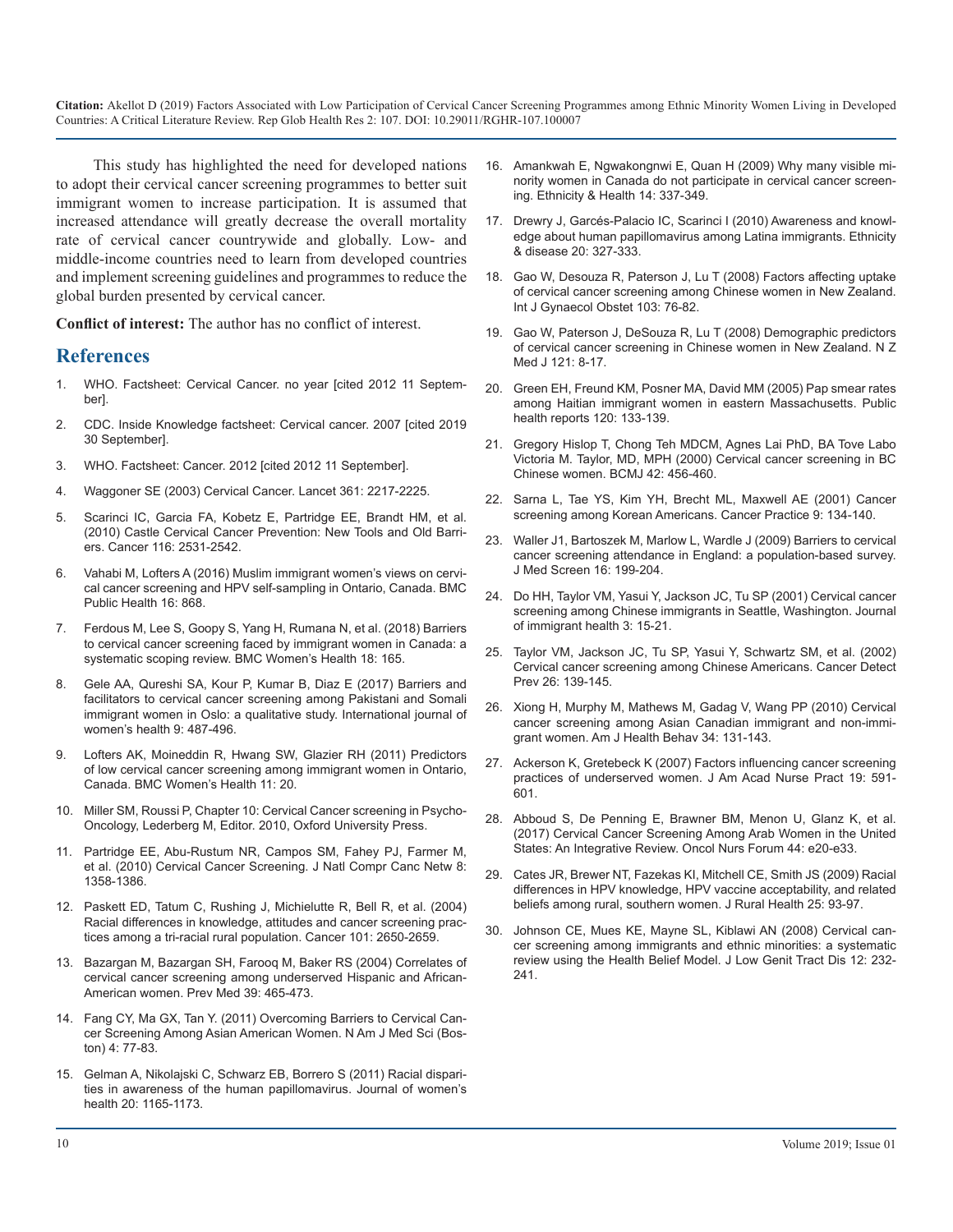This study has highlighted the need for developed nations to adopt their cervical cancer screening programmes to better suit immigrant women to increase participation. It is assumed that increased attendance will greatly decrease the overall mortality rate of cervical cancer countrywide and globally. Low- and middle-income countries need to learn from developed countries and implement screening guidelines and programmes to reduce the global burden presented by cervical cancer.

**Conflict of interest:** The author has no conflict of interest.

## References

1. WHO. Factsheet: Cervical Cancer. no year [cited 2012 11 September].
2. CDC. Inside Knowledge factsheet: Cervical cancer. 2007 [cited 2019 30 September].
3. WHO. Factsheet: Cancer. 2012 [cited 2012 11 September].
4. Waggoner SE (2003) Cervical Cancer. Lancet 361: 2217-2225.
5. Scarinci IC, Garcia FA, Kobetz E, Partridge EE, Brandt HM, et al. (2010) Castle Cervical Cancer Prevention: New Tools and Old Barriers. Cancer 116: 2531-2542.
6. Vahabi M, Lofters A (2016) Muslim immigrant women's views on cervical cancer screening and HPV self-sampling in Ontario, Canada. BMC Public Health 16: 868.
7. Ferdous M, Lee S, Goopy S, Yang H, Rumana N, et al. (2018) Barriers to cervical cancer screening faced by immigrant women in Canada: a systematic scoping review. BMC Women's Health 18: 165.
8. Gele AA, Qureshi SA, Kour P, Kumar B, Diaz E (2017) Barriers and facilitators to cervical cancer screening among Pakistani and Somali immigrant women in Oslo: a qualitative study. International journal of women's health 9: 487-496.
9. Lofters AK, Moineddin R, Hwang SW, Glazier RH (2011) Predictors of low cervical cancer screening among immigrant women in Ontario, Canada. BMC Women's Health 11: 20.
10. Miller SM, Roussi P, Chapter 10: Cervical Cancer screening in Psycho-Oncology, Lederberg M, Editor. 2010, Oxford University Press.
11. Partridge EE, Abu-Rustum NR, Campos SM, Fahey PJ, Farmer M, et al. (2010) Cervical Cancer Screening. J Natl Compr Canc Netw 8: 1358-1386.
12. Paskett ED, Tatum C, Rushing J, Michielutte R, Bell R, et al. (2004) Racial differences in knowledge, attitudes and cancer screening practices among a tri-racial rural population. Cancer 101: 2650-2659.
13. Bazargan M, Bazargan SH, Farooq M, Baker RS (2004) Correlates of cervical cancer screening among underserved Hispanic and African-American women. Prev Med 39: 465-473.
14. Fang CY, Ma GX, Tan Y. (2011) Overcoming Barriers to Cervical Cancer Screening Among Asian American Women. N Am J Med Sci (Boston) 4: 77-83.
15. Gelman A, Nikolajski C, Schwarz EB, Borrero S (2011) Racial disparities in awareness of the human papillomavirus. Journal of women's health 20: 1165-1173.
16. Amankwah E, Ngwakongnwi E, Quan H (2009) Why many visible minority women in Canada do not participate in cervical cancer screening. Ethnicity & Health 14: 337-349.
17. Drewry J, Garcés-Palacio IC, Scarinci I (2010) Awareness and knowledge about human papillomavirus among Latina immigrants. Ethnicity & disease 20: 327-333.
18. Gao W, Desouza R, Paterson J, Lu T (2008) Factors affecting uptake of cervical cancer screening among Chinese women in New Zealand. Int J Gynaecol Obstet 103: 76-82.
19. Gao W, Paterson J, DeSouza R, Lu T (2008) Demographic predictors of cervical cancer screening in Chinese women in New Zealand. N Z Med J 121: 8-17.
20. Green EH, Freund KM, Posner MA, David MM (2005) Pap smear rates among Haitian immigrant women in eastern Massachusetts. Public health reports 120: 133-139.
21. Gregory Hislop T, Chong Teh MDCM, Agnes Lai PhD, BA Tove Labo Victoria M. Taylor, MD, MPH (2000) Cervical cancer screening in BC Chinese women. BCMJ 42: 456-460.
22. Sarna L, Tae YS, Kim YH, Brecht ML, Maxwell AE (2001) Cancer screening among Korean Americans. Cancer Practice 9: 134-140.
23. Waller J1, Bartoszek M, Marlow L, Wardle J (2009) Barriers to cervical cancer screening attendance in England: a population-based survey. J Med Screen 16: 199-204.
24. Do HH, Taylor VM, Yasui Y, Jackson JC, Tu SP (2001) Cervical cancer screening among Chinese immigrants in Seattle, Washington. Journal of immigrant health 3: 15-21.
25. Taylor VM, Jackson JC, Tu SP, Yasui Y, Schwartz SM, et al. (2002) Cervical cancer screening among Chinese Americans. Cancer Detect Prev 26: 139-145.
26. Xiong H, Murphy M, Mathews M, Gadag V, Wang PP (2010) Cervical cancer screening among Asian Canadian immigrant and non-immigrant women. Am J Health Behav 34: 131-143.
27. Ackerson K, Gretebeck K (2007) Factors influencing cancer screening practices of underserved women. J Am Acad Nurse Pract 19: 591-601.
28. Abboud S, De Penning E, Brawner BM, Menon U, Glanz K, et al. (2017) Cervical Cancer Screening Among Arab Women in the United States: An Integrative Review. Oncol Nurs Forum 44: e20-e33.
29. Cates JR, Brewer NT, Fazekas KI, Mitchell CE, Smith JS (2009) Racial differences in HPV knowledge, HPV vaccine acceptability, and related beliefs among rural, southern women. J Rural Health 25: 93-97.
30. Johnson CE, Mues KE, Mayne SL, Kiblawi AN (2008) Cervical cancer screening among immigrants and ethnic minorities: a systematic review using the Health Belief Model. J Low Genit Tract Dis 12: 232-241.